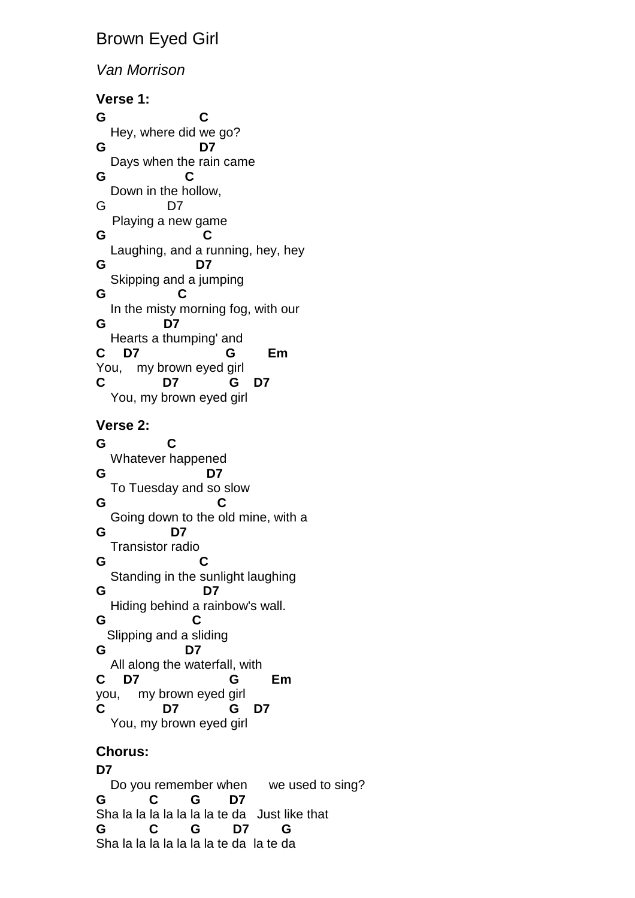# Brown Eyed Girl

*Van Morrison*

**Verse 1:**

```
G                    C
   Hey, where did we go?
G                      D7
   Days when the rain came
G                   C
   Down in the hollow,
G              D7
    Playing a new game
G                       C
   Laughing, and a running, hey, hey
G                      D7
   Skipping and a jumping
G                C
   In the misty morning fog, with our
G              D7
   Hearts a thumping' and
C     D7                  G         Em
You,    my brown eyed girl
C              D7            G    D7
   You, my brown eyed girl
```

**Verse 2:**

```
G              C
   Whatever happened
G                        D7
   To Tuesday and so slow
G                          C
   Going down to the old mine, with a
G               D7
   Transistor radio
G                      C
   Standing in the sunlight laughing
G                       D7
   Hiding behind a rainbow's wall.
G                    C
  Slipping and a sliding
G                   D7
   All along the waterfall, with
C     D7                   G         Em
you,     my brown eyed girl
C              D7            G    D7
   You, my brown eyed girl
```

**Chorus:**

```
D7
   Do you remember when      we used to sing?
G          C        G        D7
Sha la la la la la la la te da   Just like that
G          C        G         D7        G
Sha la la la la la la la te da  la te da
```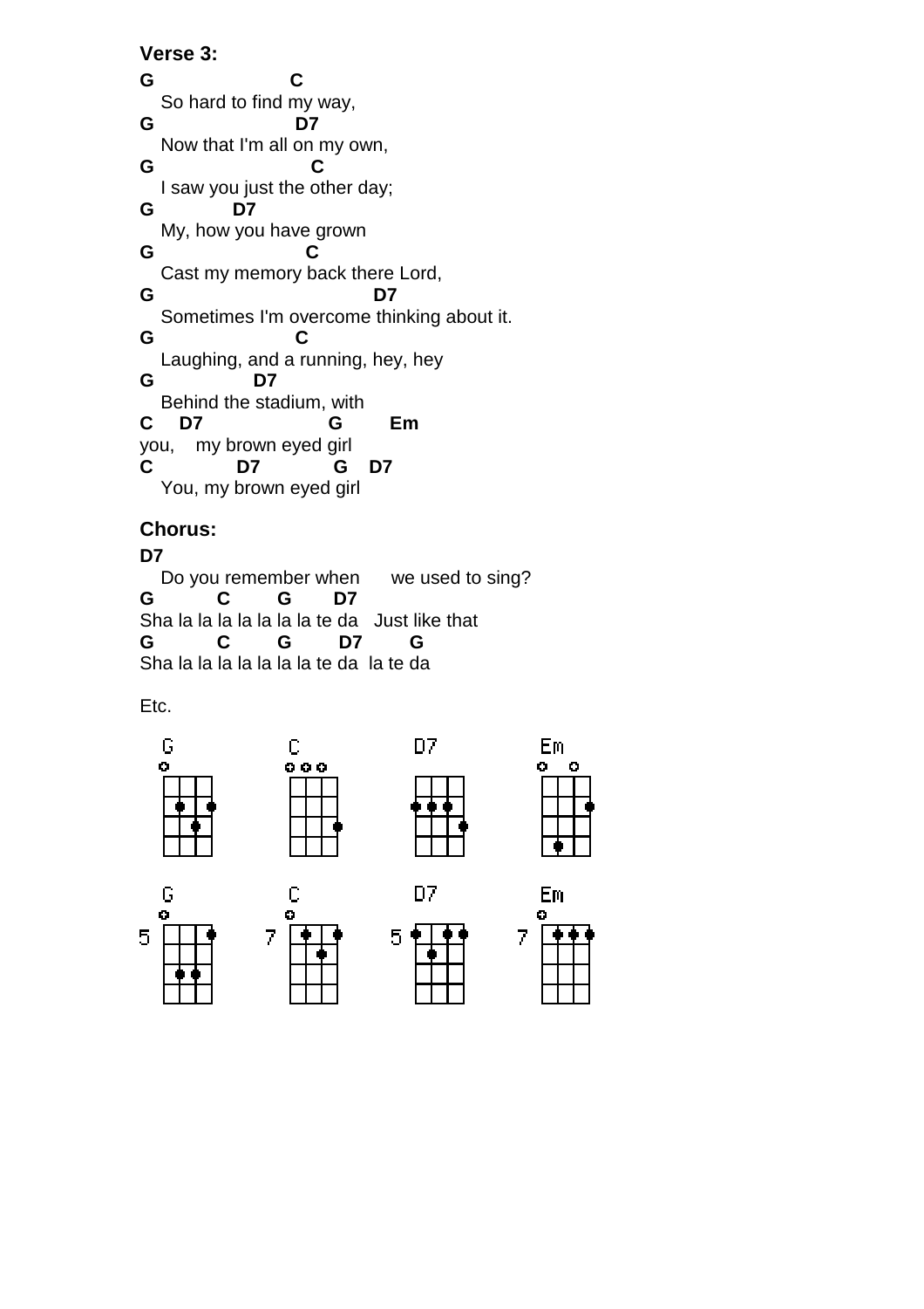**Verse 3:**

```
G                    C
   So hard to find my way,
G                    D7
   Now that I'm all on my own,
G                      C
   I saw you just the other day;
G          D7
   My, how you have grown
G                     C
   Cast my memory back there Lord,
G                                 D7
   Sometimes I'm overcome thinking about it.
G                    C
   Laughing, and a running, hey, hey
G             D7
   Behind the stadium, with
C    D7              G        Em
you,    my brown eyed girl
C           D7          G    D7
   You, my brown eyed girl
```

**Chorus:**

```
D7
   Do you remember when      we used to sing?
G         C        G       D7
Sha la la la la la la la te da   Just like that
G         C        G        D7       G
Sha la la la la la la la te da  la te da
```

Etc.

G    C    D7    Em

G 5    C 7    D7 5    Em 7